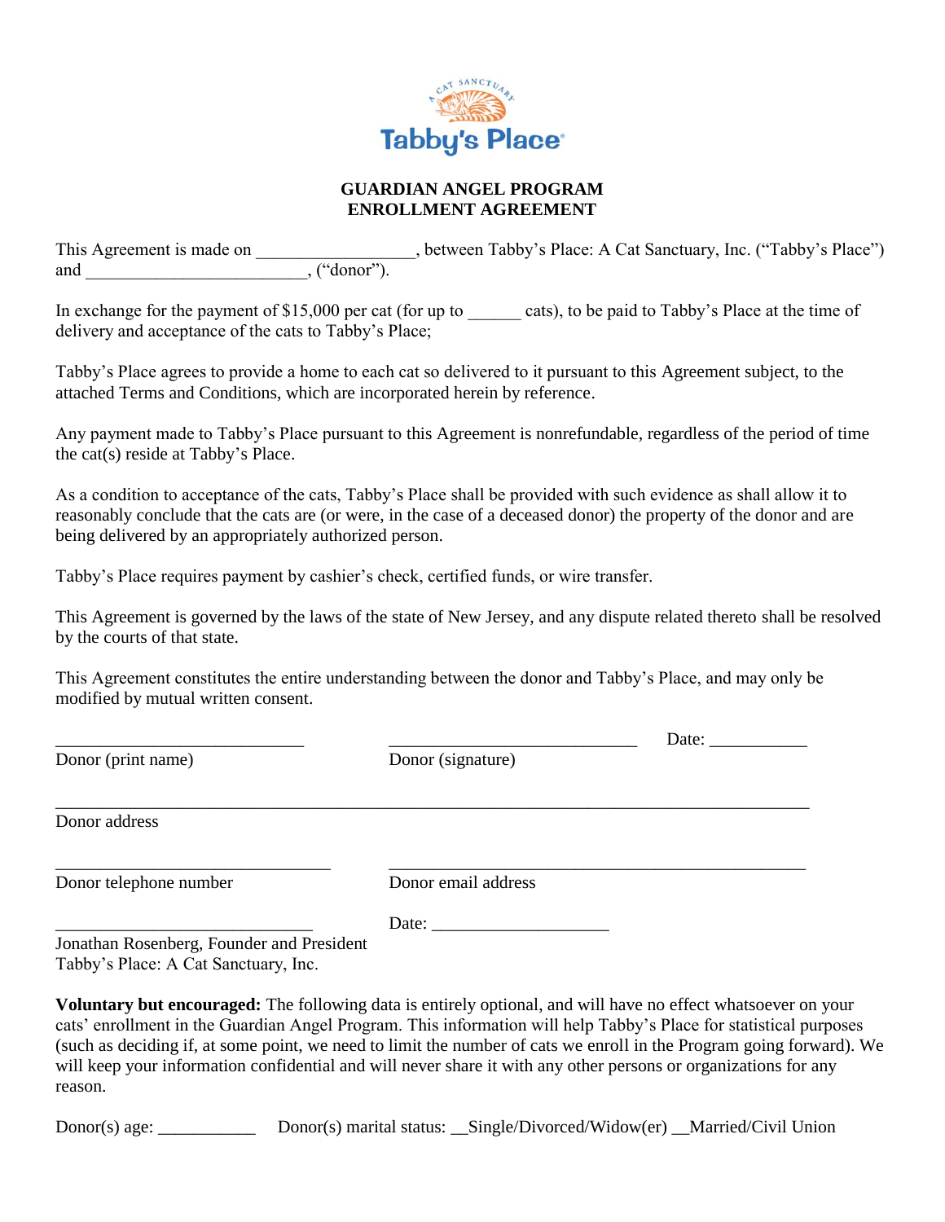Tabby's Place

A CAT SANCTUARY

**GUARDIAN ANGEL PROGRAM**
**ENROLLMENT AGREEMENT**

This Agreement is made on __________________, between Tabby's Place: A Cat Sanctuary, Inc. ("Tabby's Place") and _________________________, ("donor").

In exchange for the payment of $15,000 per cat (for up to ______ cats), to be paid to Tabby's Place at the time of delivery and acceptance of the cats to Tabby's Place;

Tabby's Place agrees to provide a home to each cat so delivered to it pursuant to this Agreement subject, to the attached Terms and Conditions, which are incorporated herein by reference.

Any payment made to Tabby's Place pursuant to this Agreement is nonrefundable, regardless of the period of time the cat(s) reside at Tabby's Place.

As a condition to acceptance of the cats, Tabby's Place shall be provided with such evidence as shall allow it to reasonably conclude that the cats are (or were, in the case of a deceased donor) the property of the donor and are being delivered by an appropriately authorized person.

Tabby's Place requires payment by cashier's check, certified funds, or wire transfer.

This Agreement is governed by the laws of the state of New Jersey, and any dispute related thereto shall be resolved by the courts of that state.

This Agreement constitutes the entire understanding between the donor and Tabby's Place, and may only be modified by mutual written consent.

____________________________ ____________________________ Date: ___________
Donor (print name) Donor (signature)

______________________________________________________________________________
Donor address

______________________________ ______________________________________________
Donor telephone number Donor email address

_____________________________ Date: ____________________
Jonathan Rosenberg, Founder and President
Tabby's Place: A Cat Sanctuary, Inc.

**Voluntary but encouraged:** The following data is entirely optional, and will have no effect whatsoever on your cats' enrollment in the Guardian Angel Program. This information will help Tabby's Place for statistical purposes (such as deciding if, at some point, we need to limit the number of cats we enroll in the Program going forward). We will keep your information confidential and will never share it with any other persons or organizations for any reason.

Donor(s) age: ___________ Donor(s) marital status: __Single/Divorced/Widow(er) __Married/Civil Union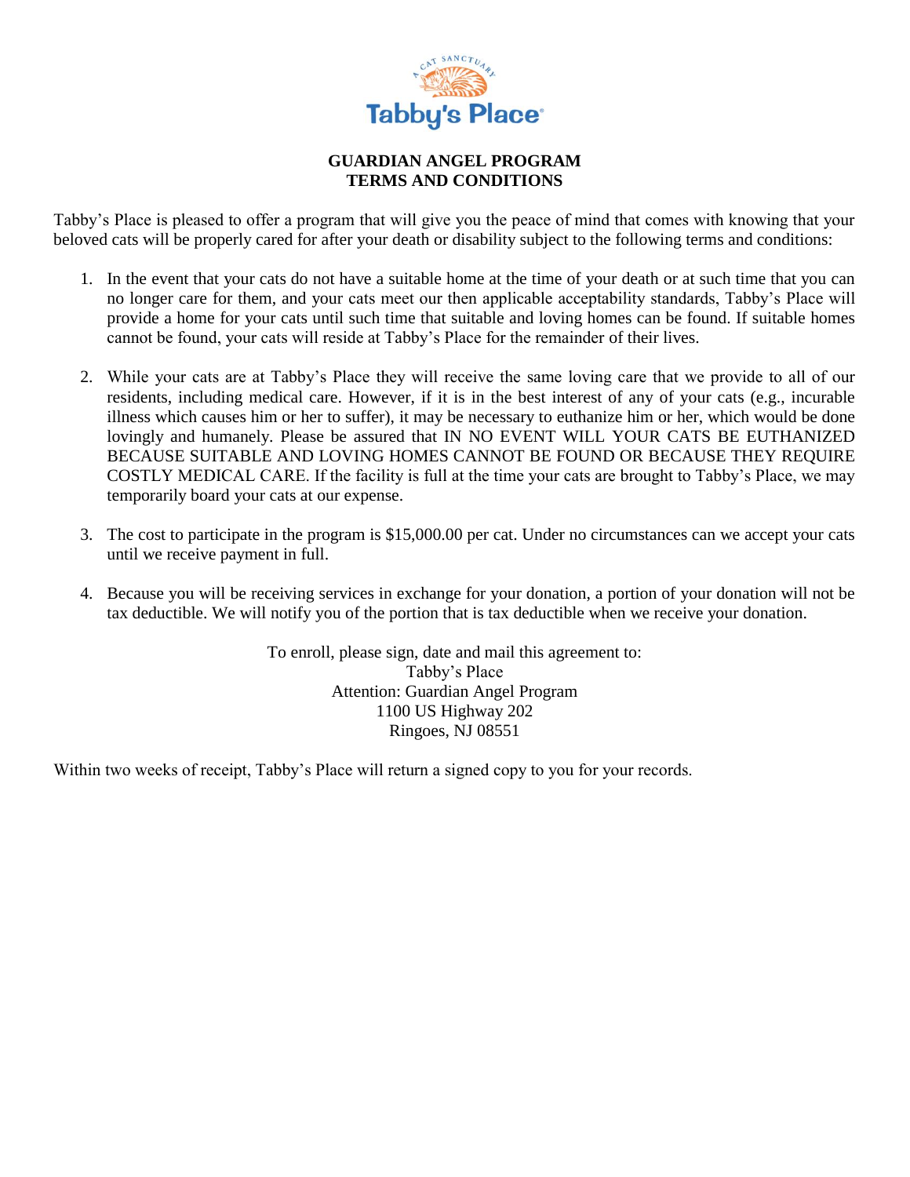Tabby's Place

A CAT SANCTUARY

**GUARDIAN ANGEL PROGRAM**
**TERMS AND CONDITIONS**

Tabby's Place is pleased to offer a program that will give you the peace of mind that comes with knowing that your beloved cats will be properly cared for after your death or disability subject to the following terms and conditions:

1. In the event that your cats do not have a suitable home at the time of your death or at such time that you can no longer care for them, and your cats meet our then applicable acceptability standards, Tabby's Place will provide a home for your cats until such time that suitable and loving homes can be found. If suitable homes cannot be found, your cats will reside at Tabby's Place for the remainder of their lives.

2. While your cats are at Tabby's Place they will receive the same loving care that we provide to all of our residents, including medical care. However, if it is in the best interest of any of your cats (e.g., incurable illness which causes him or her to suffer), it may be necessary to euthanize him or her, which would be done lovingly and humanely. Please be assured that IN NO EVENT WILL YOUR CATS BE EUTHANIZED BECAUSE SUITABLE AND LOVING HOMES CANNOT BE FOUND OR BECAUSE THEY REQUIRE COSTLY MEDICAL CARE. If the facility is full at the time your cats are brought to Tabby's Place, we may temporarily board your cats at our expense.

3. The cost to participate in the program is $15,000.00 per cat. Under no circumstances can we accept your cats until we receive payment in full.

4. Because you will be receiving services in exchange for your donation, a portion of your donation will not be tax deductible. We will notify you of the portion that is tax deductible when we receive your donation.

To enroll, please sign, date and mail this agreement to:
Tabby's Place
Attention: Guardian Angel Program
1100 US Highway 202
Ringoes, NJ 08551

Within two weeks of receipt, Tabby's Place will return a signed copy to you for your records.